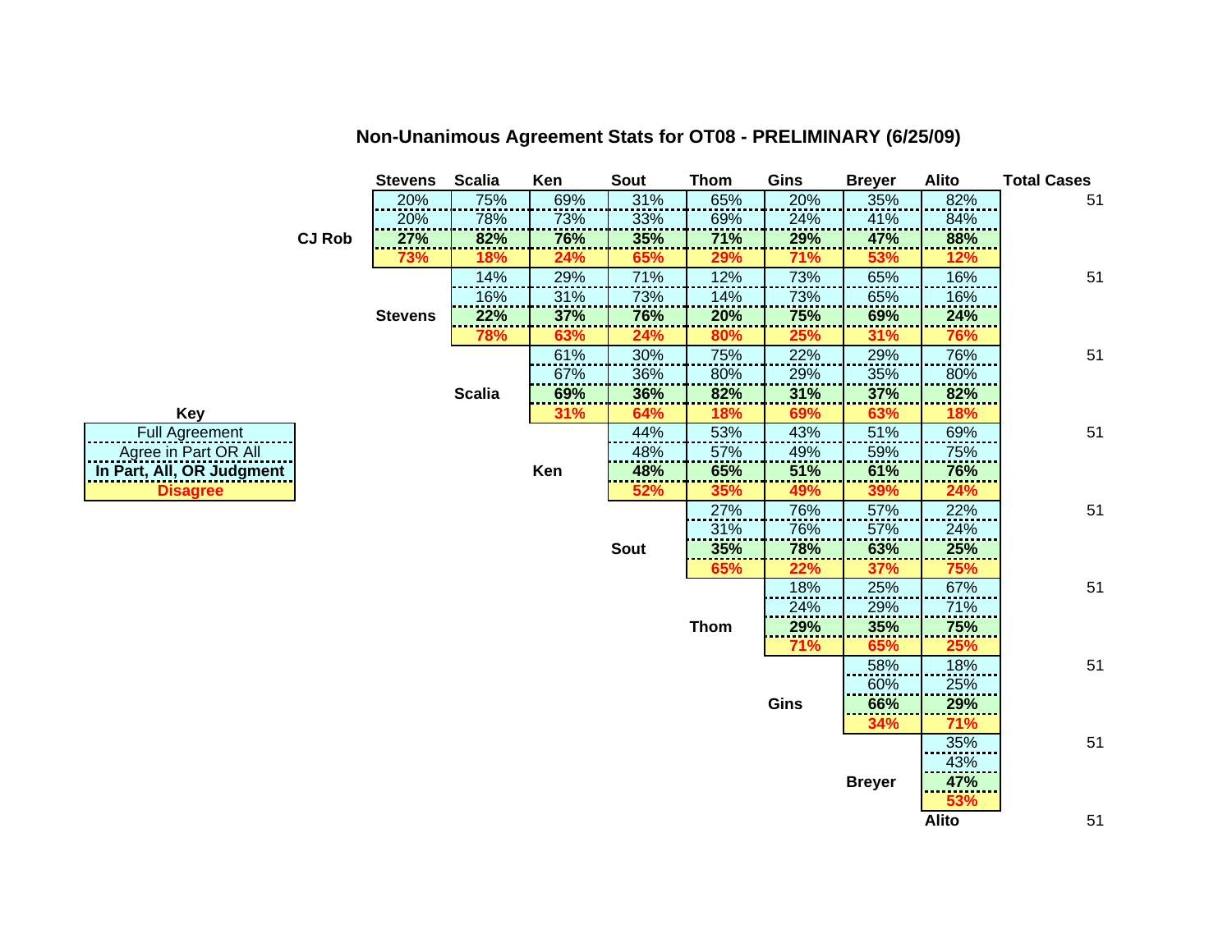# Non-Unanimous Agreement Stats for OT08 - PRELIMINARY (6/25/09)

| | | Stevens | Scalia | Ken | Sout | Thom | Gins | Breyer | Alito | Total Cases |
|---|---|---|---|---|---|---|---|---|---|---|
| CJ Rob | Full Agreement | 20% | 75% | 69% | 31% | 65% | 20% | 35% | 82% | 51 |
| | Agree in Part OR All | 20% | 78% | 73% | 33% | 69% | 24% | 41% | 84% | |
| | In Part, All, OR Judgment | **27%** | **82%** | **76%** | **35%** | **71%** | **29%** | **47%** | **88%** | |
| | Disagree | **73%** | **18%** | **24%** | **65%** | **29%** | **71%** | **53%** | **12%** | |
| Stevens | Full Agreement | | 14% | 29% | 71% | 12% | 73% | 65% | 16% | 51 |
| | Agree in Part OR All | | 16% | 31% | 73% | 14% | 73% | 65% | 16% | |
| | In Part, All, OR Judgment | | **22%** | **37%** | **76%** | **20%** | **75%** | **69%** | **24%** | |
| | Disagree | | **78%** | **63%** | **24%** | **80%** | **25%** | **31%** | **76%** | |
| Scalia | Full Agreement | | | 61% | 30% | 75% | 22% | 29% | 76% | 51 |
| | Agree in Part OR All | | | 67% | 36% | 80% | 29% | 35% | 80% | |
| | In Part, All, OR Judgment | | | **69%** | **36%** | **82%** | **31%** | **37%** | **82%** | |
| | Disagree | | | **31%** | **64%** | **18%** | **69%** | **63%** | **18%** | |
| Ken | Full Agreement | | | | 44% | 53% | 43% | 51% | 69% | 51 |
| | Agree in Part OR All | | | | 48% | 57% | 49% | 59% | 75% | |
| | In Part, All, OR Judgment | | | | **48%** | **65%** | **51%** | **61%** | **76%** | |
| | Disagree | | | | **52%** | **35%** | **49%** | **39%** | **24%** | |
| Sout | Full Agreement | | | | | 27% | 76% | 57% | 22% | 51 |
| | Agree in Part OR All | | | | | 31% | 76% | 57% | 24% | |
| | In Part, All, OR Judgment | | | | | **35%** | **78%** | **63%** | **25%** | |
| | Disagree | | | | | **65%** | **22%** | **37%** | **75%** | |
| Thom | Full Agreement | | | | | | 18% | 25% | 67% | 51 |
| | Agree in Part OR All | | | | | | 24% | 29% | 71% | |
| | In Part, All, OR Judgment | | | | | | **29%** | **35%** | **75%** | |
| | Disagree | | | | | | **71%** | **65%** | **25%** | |
| Gins | Full Agreement | | | | | | | 58% | 18% | 51 |
| | Agree in Part OR All | | | | | | | 60% | 25% | |
| | In Part, All, OR Judgment | | | | | | | **66%** | **29%** | |
| | Disagree | | | | | | | **34%** | **71%** | |
| Breyer | Full Agreement | | | | | | | | 35% | 51 |
| | Agree in Part OR All | | | | | | | | 43% | |
| | In Part, All, OR Judgment | | | | | | | | **47%** | |
| | Disagree | | | | | | | | **53%** | |
| Alito | | | | | | | | | | 51 |

**Key**

| Key |
|---|
| Full Agreement |
| Agree in Part OR All |
| **In Part, All, OR Judgment** |
| **Disagree** |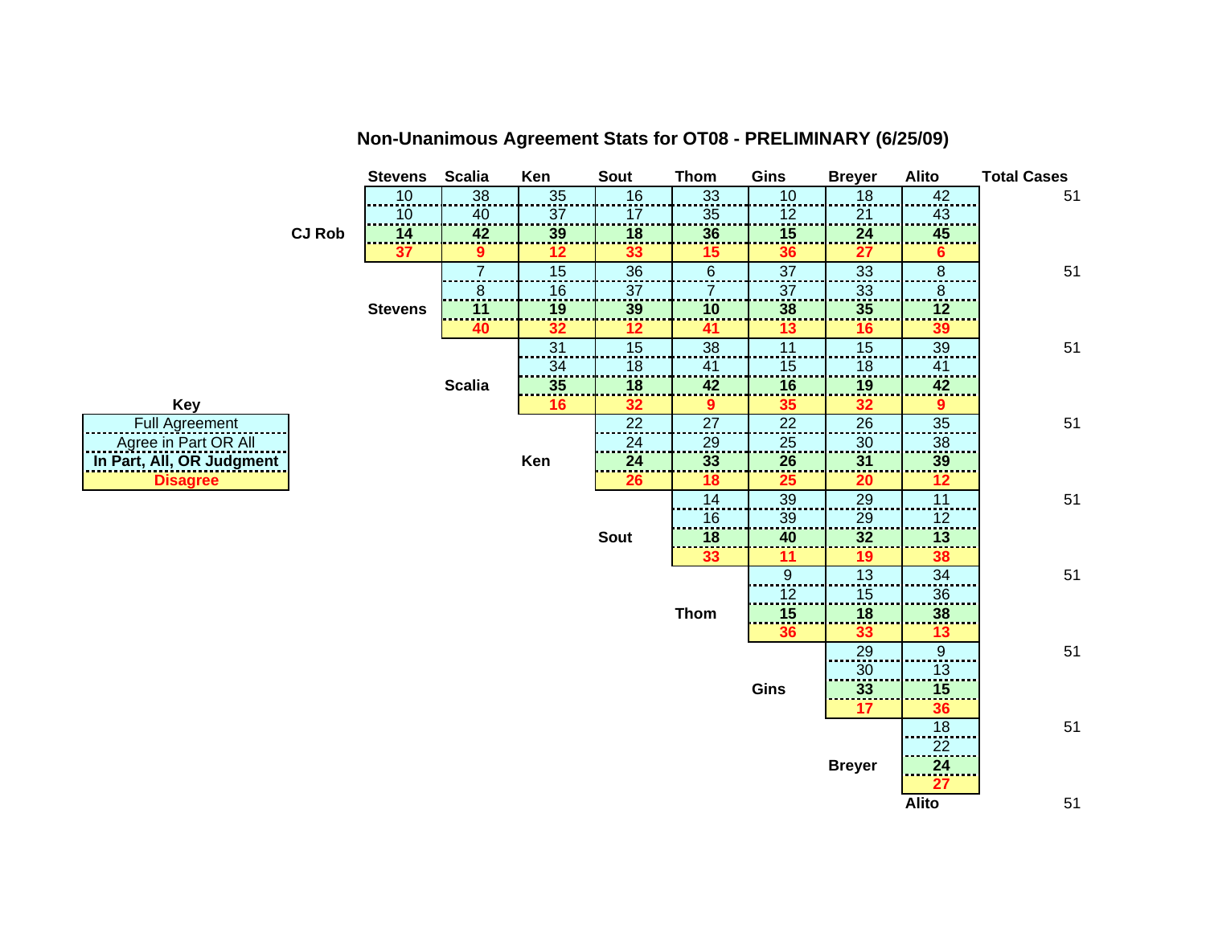## Non-Unanimous Agreement Stats for OT08 - PRELIMINARY (6/25/09)

| | Stevens | Scalia | Ken | Sout | Thom | Gins | Breyer | Alito | Total Cases |
|---|---|---|---|---|---|---|---|---|---|
| **CJ Rob** | 10 | 38 | 35 | 16 | 33 | 10 | 18 | 42 | 51 |
| | 10 | 40 | 37 | 17 | 35 | 12 | 21 | 43 | |
| | **14** | **42** | **39** | **18** | **36** | **15** | **24** | **45** | |
| | **37** | **9** | **12** | **33** | **15** | **36** | **27** | **6** | |
| **Stevens** | | 7 | 15 | 36 | 6 | 37 | 33 | 8 | 51 |
| | | 8 | 16 | 37 | 7 | 37 | 33 | 8 | |
| | | **11** | **19** | **39** | **10** | **38** | **35** | **12** | |
| | | **40** | **32** | **12** | **41** | **13** | **16** | **39** | |
| **Scalia** | | | 31 | 15 | 38 | 11 | 15 | 39 | 51 |
| | | | 34 | 18 | 41 | 15 | 18 | 41 | |
| | | | **35** | **18** | **42** | **16** | **19** | **42** | |
| | | | **16** | **32** | **9** | **35** | **32** | **9** | |
| **Ken** | | | | 22 | 27 | 22 | 26 | 35 | 51 |
| | | | | 24 | 29 | 25 | 30 | 38 | |
| | | | | **24** | **33** | **26** | **31** | **39** | |
| | | | | **26** | **18** | **25** | **20** | **12** | |
| **Sout** | | | | | 14 | 39 | 29 | 11 | 51 |
| | | | | | 16 | 39 | 29 | 12 | |
| | | | | | **18** | **40** | **32** | **13** | |
| | | | | | **33** | **11** | **19** | **38** | |
| **Thom** | | | | | | 9 | 13 | 34 | 51 |
| | | | | | | 12 | 15 | 36 | |
| | | | | | | **15** | **18** | **38** | |
| | | | | | | **36** | **33** | **13** | |
| **Gins** | | | | | | | 29 | 9 | 51 |
| | | | | | | | 30 | 13 | |
| | | | | | | | **33** | **15** | |
| | | | | | | | **17** | **36** | |
| **Breyer** | | | | | | | | 18 | 51 |
| | | | | | | | | 22 | |
| | | | | | | | | **24** | |
| | | | | | | | | **27** | |
| **Alito** | | | | | | | | | 51 |

**Key**

| |
|---|
| Full Agreement |
| Agree in Part OR All |
| **In Part, All, OR Judgment** |
| **Disagree** |